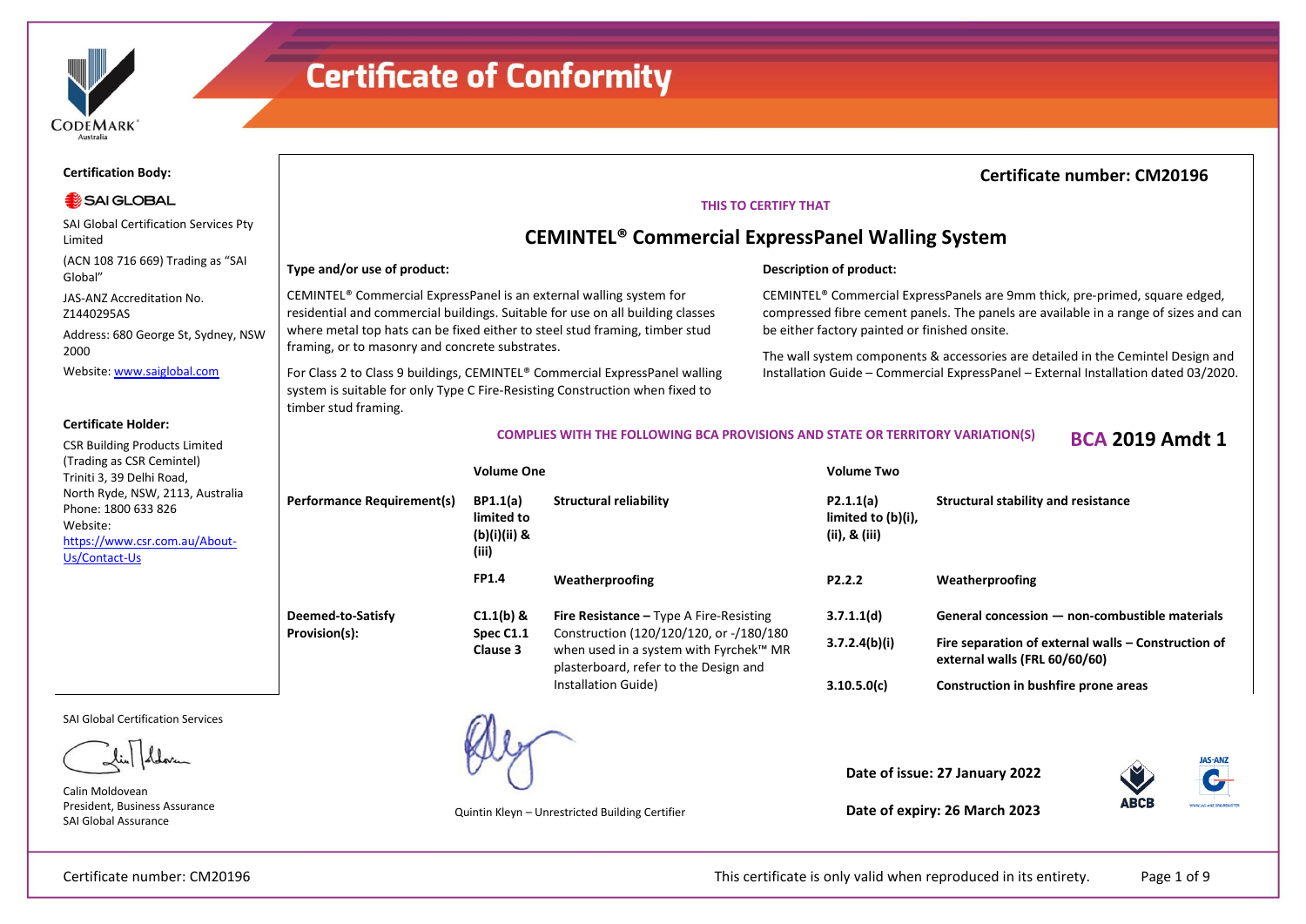# Certificate of Conformity

**Certification Body:**

SAI GLOBAL

SAI Global Certification Services Pty Limited

(ACN 108 716 669) Trading as "SAI Global"

JAS-ANZ Accreditation No. Z1440295AS

Address: 680 George St, Sydney, NSW 2000

Website: www.saiglobal.com

**Certificate Holder:**

CSR Building Products Limited (Trading as CSR Cemintel)
Triniti 3, 39 Delhi Road,
North Ryde, NSW, 2113, Australia
Phone: 1800 633 826
Website:
https://www.csr.com.au/About-Us/Contact-Us

## Certificate number: CM20196

**THIS TO CERTIFY THAT**

## CEMINTEL® Commercial ExpressPanel Walling System

**Type and/or use of product:**

CEMINTEL® Commercial ExpressPanel is an external walling system for residential and commercial buildings. Suitable for use on all building classes where metal top hats can be fixed either to steel stud framing, timber stud framing, or to masonry and concrete substrates.

For Class 2 to Class 9 buildings, CEMINTEL® Commercial ExpressPanel walling system is suitable for only Type C Fire-Resisting Construction when fixed to timber stud framing.

**Description of product:**

CEMINTEL® Commercial ExpressPanels are 9mm thick, pre-primed, square edged, compressed fibre cement panels. The panels are available in a range of sizes and can be either factory painted or finished onsite.

The wall system components & accessories are detailed in the Cemintel Design and Installation Guide – Commercial ExpressPanel – External Installation dated 03/2020.

**COMPLIES WITH THE FOLLOWING BCA PROVISIONS AND STATE OR TERRITORY VARIATION(S)** **BCA 2019 Amdt 1**

| | Volume One | | Volume Two | |
|---|---|---|---|---|
| **Performance Requirement(s)** | **BP1.1(a) limited to (b)(i)(ii) & (iii)** | **Structural reliability** | **P2.1.1(a) limited to (b)(i), (ii), & (iii)** | **Structural stability and resistance** |
| | **FP1.4** | **Weatherproofing** | **P2.2.2** | **Weatherproofing** |
| **Deemed-to-Satisfy Provision(s):** | **C1.1(b) & Spec C1.1 Clause 3** | **Fire Resistance –** Type A Fire-Resisting Construction (120/120/120, or -/180/180 when used in a system with Fyrchek™ MR plasterboard, refer to the Design and Installation Guide) | **3.7.1.1(d)** | **General concession — non-combustible materials** |
| | | | **3.7.2.4(b)(i)** | **Fire separation of external walls – Construction of external walls (FRL 60/60/60)** |
| | | | **3.10.5.0(c)** | **Construction in bushfire prone areas** |

SAI Global Certification Services

Calin Moldovean
President, Business Assurance
SAI Global Assurance

Quintin Kleyn – Unrestricted Building Certifier

**Date of issue: 27 January 2022**

**Date of expiry: 26 March 2023**

This certificate is only valid when reproduced in its entirety.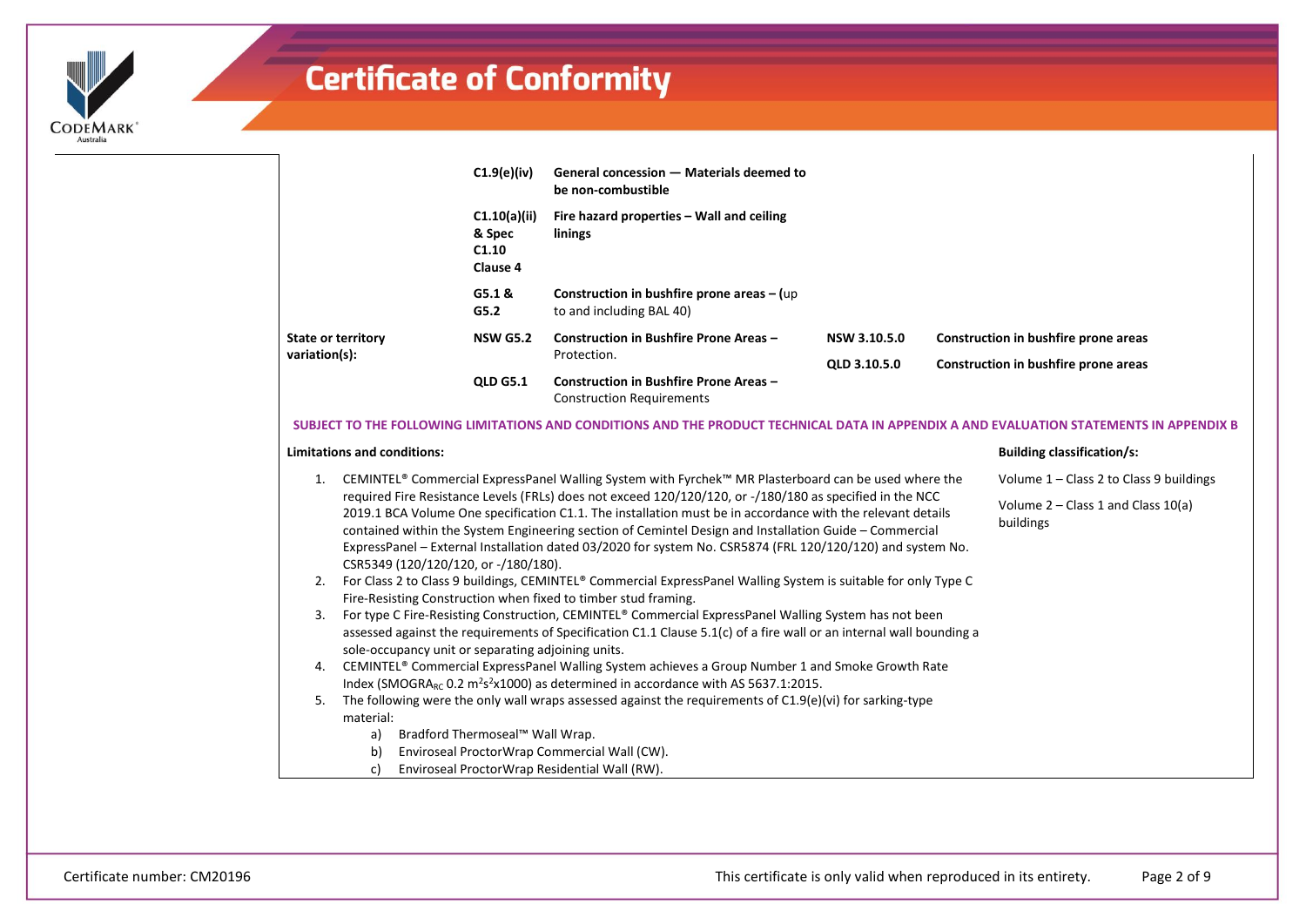# Certificate of Conformity

| | | | | |
|---|---|---|---|---|
| | **C1.9(e)(iv)** | **General concession — Materials deemed to be non-combustible** | | |
| | **C1.10(a)(ii) & Spec C1.10 Clause 4** | **Fire hazard properties – Wall and ceiling linings** | | |
| | **G5.1 & G5.2** | **Construction in bushfire prone areas – (**up to and including BAL 40) | | |
| **State or territory variation(s):** | **NSW G5.2** | **Construction in Bushfire Prone Areas –** Protection. | **NSW 3.10.5.0** | **Construction in bushfire prone areas** |
| | **QLD G5.1** | **Construction in Bushfire Prone Areas –** Construction Requirements | **QLD 3.10.5.0** | **Construction in bushfire prone areas** |

**SUBJECT TO THE FOLLOWING LIMITATIONS AND CONDITIONS AND THE PRODUCT TECHNICAL DATA IN APPENDIX A AND EVALUATION STATEMENTS IN APPENDIX B**

**Limitations and conditions:**

1. CEMINTEL® Commercial ExpressPanel Walling System with Fyrchek™ MR Plasterboard can be used where the required Fire Resistance Levels (FRLs) does not exceed 120/120/120, or -/180/180 as specified in the NCC 2019.1 BCA Volume One specification C1.1. The installation must be in accordance with the relevant details contained within the System Engineering section of Cemintel Design and Installation Guide – Commercial ExpressPanel – External Installation dated 03/2020 for system No. CSR5874 (FRL 120/120/120) and system No. CSR5349 (120/120/120, or -/180/180).
2. For Class 2 to Class 9 buildings, CEMINTEL® Commercial ExpressPanel Walling System is suitable for only Type C Fire-Resisting Construction when fixed to timber stud framing.
3. For type C Fire-Resisting Construction, CEMINTEL® Commercial ExpressPanel Walling System has not been assessed against the requirements of Specification C1.1 Clause 5.1(c) of a fire wall or an internal wall bounding a sole-occupancy unit or separating adjoining units.
4. CEMINTEL® Commercial ExpressPanel Walling System achieves a Group Number 1 and Smoke Growth Rate Index ($SMOGRA_{RC}$ 0.2 $m^2s^2$x1000) as determined in accordance with AS 5637.1:2015.
5. The following were the only wall wraps assessed against the requirements of C1.9(e)(vi) for sarking-type material:
   a) Bradford Thermoseal™ Wall Wrap.
   b) Enviroseal ProctorWrap Commercial Wall (CW).
   c) Enviroseal ProctorWrap Residential Wall (RW).

**Building classification/s:**

Volume 1 – Class 2 to Class 9 buildings

Volume 2 – Class 1 and Class 10(a) buildings

Certificate number: CM20196

This certificate is only valid when reproduced in its entirety.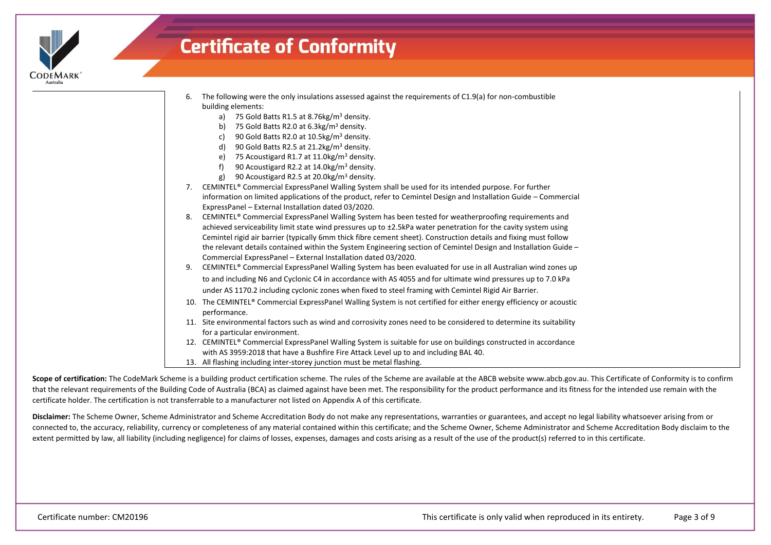6. The following were the only insulations assessed against the requirements of C1.9(a) for non-combustible building elements:
   a) 75 Gold Batts R1.5 at 8.76kg/m$^3$ density.
   b) 75 Gold Batts R2.0 at 6.3kg/m$^3$ density.
   c) 90 Gold Batts R2.0 at 10.5kg/m$^3$ density.
   d) 90 Gold Batts R2.5 at 21.2kg/m$^3$ density.
   e) 75 Acoustigard R1.7 at 11.0kg/m$^3$ density.
   f) 90 Acoustigard R2.2 at 14.0kg/m$^3$ density.
   g) 90 Acoustigard R2.5 at 20.0kg/m$^3$ density.
7. CEMINTEL® Commercial ExpressPanel Walling System shall be used for its intended purpose. For further information on limited applications of the product, refer to Cemintel Design and Installation Guide – Commercial ExpressPanel – External Installation dated 03/2020.
8. CEMINTEL® Commercial ExpressPanel Walling System has been tested for weatherproofing requirements and achieved serviceability limit state wind pressures up to ±2.5kPa water penetration for the cavity system using Cemintel rigid air barrier (typically 6mm thick fibre cement sheet). Construction details and fixing must follow the relevant details contained within the System Engineering section of Cemintel Design and Installation Guide – Commercial ExpressPanel – External Installation dated 03/2020.
9. CEMINTEL® Commercial ExpressPanel Walling System has been evaluated for use in all Australian wind zones up to and including N6 and Cyclonic C4 in accordance with AS 4055 and for ultimate wind pressures up to 7.0 kPa under AS 1170.2 including cyclonic zones when fixed to steel framing with Cemintel Rigid Air Barrier.
10. The CEMINTEL® Commercial ExpressPanel Walling System is not certified for either energy efficiency or acoustic performance.
11. Site environmental factors such as wind and corrosivity zones need to be considered to determine its suitability for a particular environment.
12. CEMINTEL® Commercial ExpressPanel Walling System is suitable for use on buildings constructed in accordance with AS 3959:2018 that have a Bushfire Fire Attack Level up to and including BAL 40.
13. All flashing including inter-storey junction must be metal flashing.

**Scope of certification:** The CodeMark Scheme is a building product certification scheme. The rules of the Scheme are available at the ABCB website www.abcb.gov.au. This Certificate of Conformity is to confirm that the relevant requirements of the Building Code of Australia (BCA) as claimed against have been met. The responsibility for the product performance and its fitness for the intended use remain with the certificate holder. The certification is not transferrable to a manufacturer not listed on Appendix A of this certificate.

**Disclaimer:** The Scheme Owner, Scheme Administrator and Scheme Accreditation Body do not make any representations, warranties or guarantees, and accept no legal liability whatsoever arising from or connected to, the accuracy, reliability, currency or completeness of any material contained within this certificate; and the Scheme Owner, Scheme Administrator and Scheme Accreditation Body disclaim to the extent permitted by law, all liability (including negligence) for claims of losses, expenses, damages and costs arising as a result of the use of the product(s) referred to in this certificate.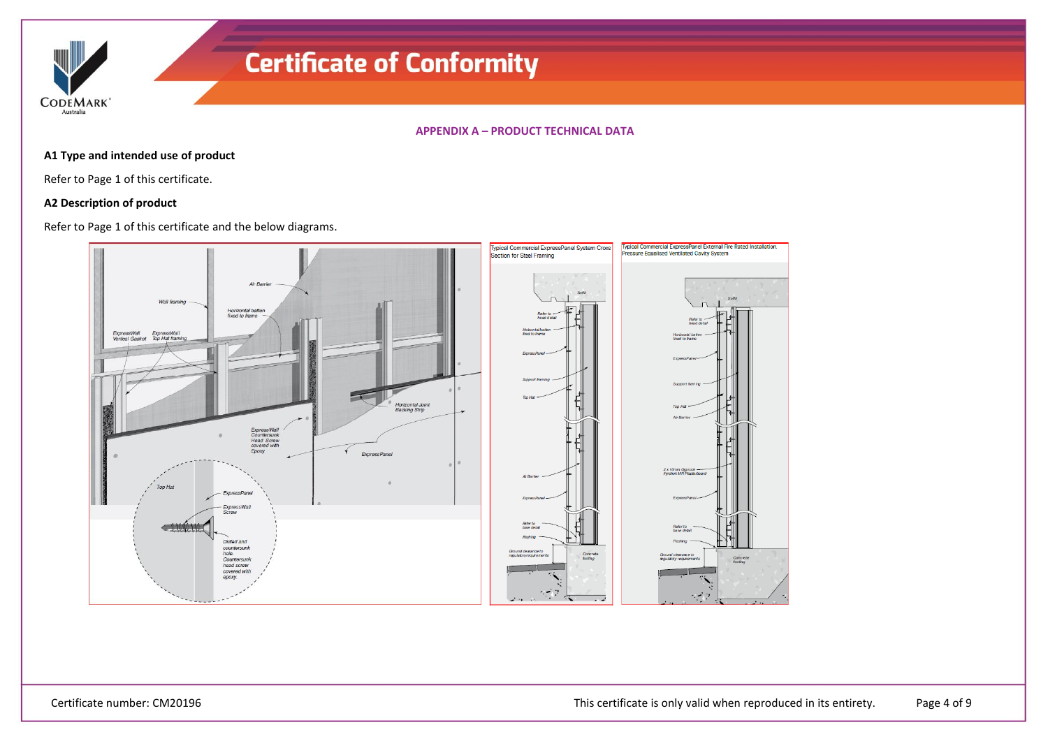## APPENDIX A – PRODUCT TECHNICAL DATA

**A1 Type and intended use of product**

Refer to Page 1 of this certificate.

**A2 Description of product**

Refer to Page 1 of this certificate and the below diagrams.

Air Barrier
Wall framing
Horizontal batten fixed to frame
ExpressWall Vertical Gasket
ExpressWall Top Hat framing
Horizontal Joint Backing Strip
ExpressWall Countersunk Head Screw covered with Epoxy
ExpressPanel
Top Hat
ExpressPanel
ExpressWall Screw
Drilled and countersunk hole. Countersunk head screw covered with epoxy.

Typical Commercial ExpressPanel System Cross Section for Steel Framing

Soffit
Refer to head detail
Horizontal batten fixed to frame
ExpressPanel
Support framing
Top Hat
Air Barrier
ExpressPanel
Refer to base detail
Flashing
Ground clearance to regulatory requirements
Concrete footing

Typical Commercial ExpressPanel External Fire Rated Installation. Pressure Equalised Ventilated Cavity System

Soffit
Refer to head detail
Horizontal batten fixed to frame
ExpressPanel
Support framing
Top Hat
Air Barrier
2 x 16mm Gyprock Fyrchek MR Plasterboard
ExpressPanel
Refer to base detail
Flashing
Ground clearance to regulatory requirements
Concrete footing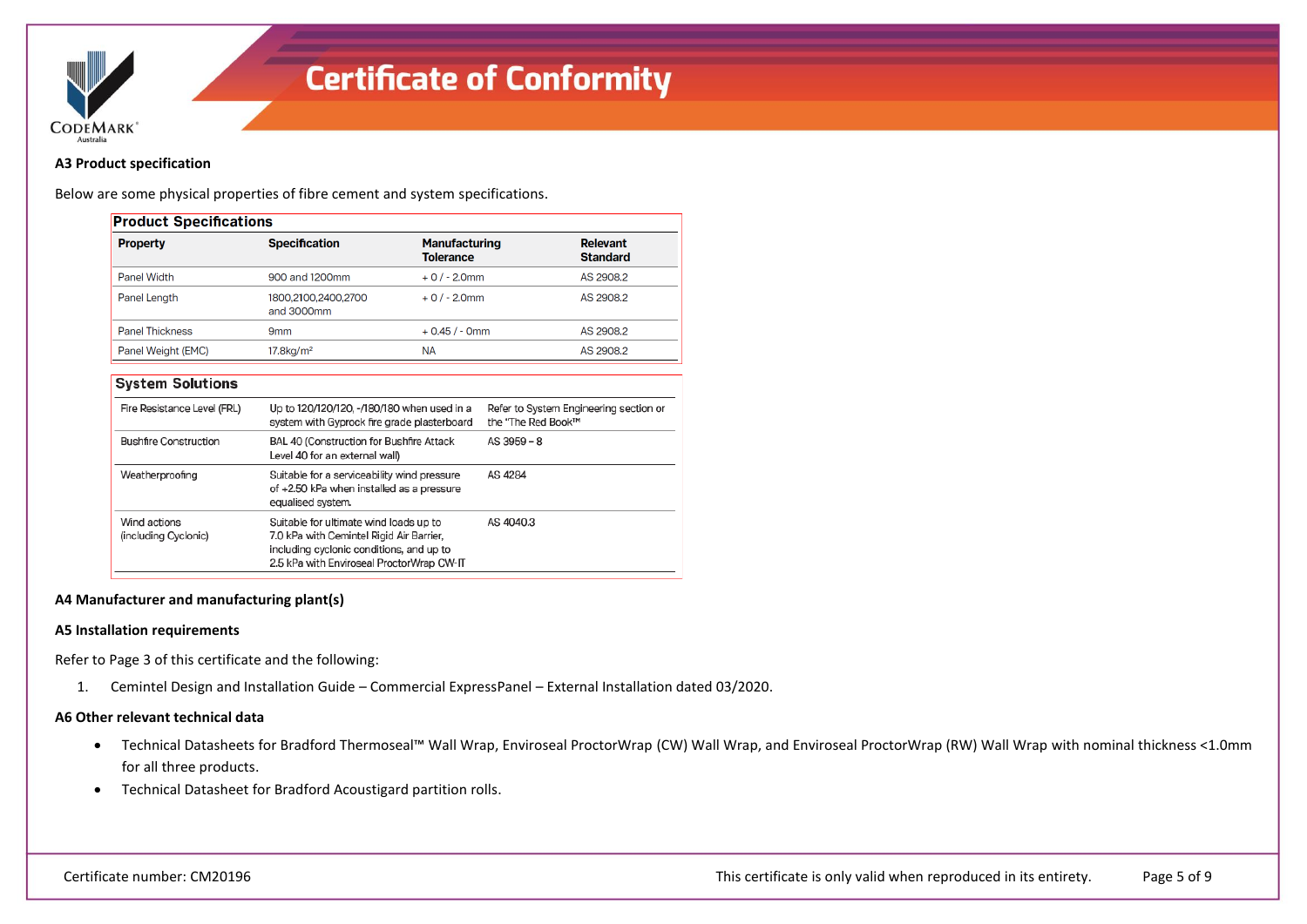### A3 Product specification

Below are some physical properties of fibre cement and system specifications.

**Product Specifications**

| Property | Specification | Manufacturing Tolerance | Relevant Standard |
|---|---|---|---|
| Panel Width | 900 and 1200mm | + 0 / - 2.0mm | AS 2908.2 |
| Panel Length | 1800,2100,2400,2700 and 3000mm | + 0 / - 2.0mm | AS 2908.2 |
| Panel Thickness | 9mm | + 0.45 / - 0mm | AS 2908.2 |
| Panel Weight (EMC) | 17.8kg/m² | NA | AS 2908.2 |

**System Solutions**

| | | |
|---|---|---|
| Fire Resistance Level (FRL) | Up to 120/120/120, -/180/180 when used in a system with Gyprock fire grade plasterboard | Refer to System Engineering section or the "The Red Book™" |
| Bushfire Construction | BAL 40 (Construction for Bushfire Attack Level 40 for an external wall) | AS 3959 – 8 |
| Weatherproofing | Suitable for a serviceability wind pressure of ±2.50 kPa when installed as a pressure equalised system. | AS 4284 |
| Wind actions (including Cyclonic) | Suitable for ultimate wind loads up to 7.0 kPa with Cemintel Rigid Air Barrier, including cyclonic conditions, and up to 2.5 kPa with Enviroseal ProctorWrap CW-IT | AS 4040.3 |

### A4 Manufacturer and manufacturing plant(s)

### A5 Installation requirements

Refer to Page 3 of this certificate and the following:

1. Cemintel Design and Installation Guide – Commercial ExpressPanel – External Installation dated 03/2020.

### A6 Other relevant technical data

- Technical Datasheets for Bradford Thermoseal™ Wall Wrap, Enviroseal ProctorWrap (CW) Wall Wrap, and Enviroseal ProctorWrap (RW) Wall Wrap with nominal thickness <1.0mm for all three products.
- Technical Datasheet for Bradford Acoustigard partition rolls.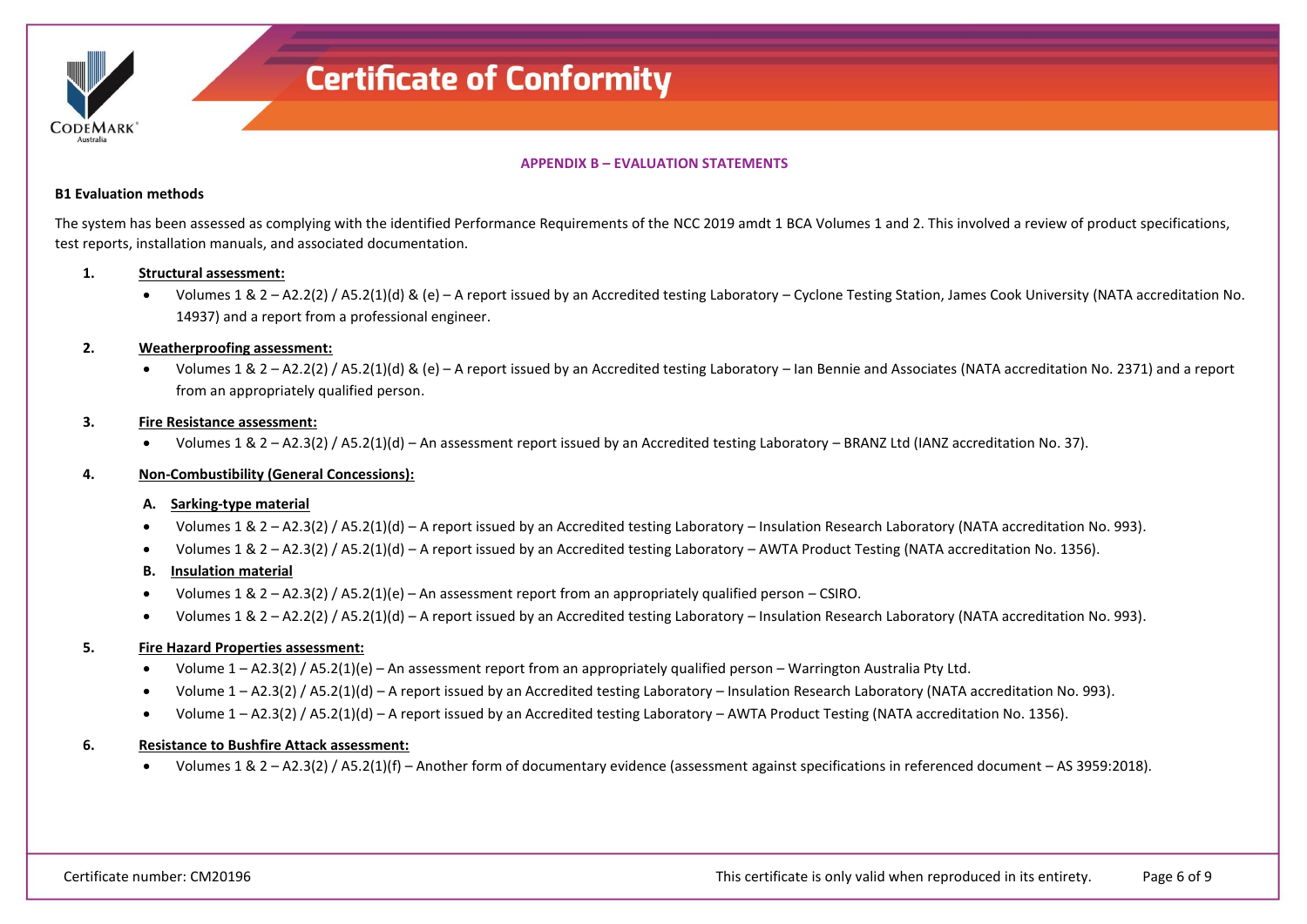# APPENDIX B – EVALUATION STATEMENTS

## B1 Evaluation methods

The system has been assessed as complying with the identified Performance Requirements of the NCC 2019 amdt 1 BCA Volumes 1 and 2. This involved a review of product specifications, test reports, installation manuals, and associated documentation.

1. **Structural assessment:**
   - Volumes 1 & 2 – A2.2(2) / A5.2(1)(d) & (e) – A report issued by an Accredited testing Laboratory – Cyclone Testing Station, James Cook University (NATA accreditation No. 14937) and a report from a professional engineer.

2. **Weatherproofing assessment:**
   - Volumes 1 & 2 – A2.2(2) / A5.2(1)(d) & (e) – A report issued by an Accredited testing Laboratory – Ian Bennie and Associates (NATA accreditation No. 2371) and a report from an appropriately qualified person.

3. **Fire Resistance assessment:**
   - Volumes 1 & 2 – A2.3(2) / A5.2(1)(d) – An assessment report issued by an Accredited testing Laboratory – BRANZ Ltd (IANZ accreditation No. 37).

4. **Non-Combustibility (General Concessions):**

   A. **Sarking-type material**
   - Volumes 1 & 2 – A2.3(2) / A5.2(1)(d) – A report issued by an Accredited testing Laboratory – Insulation Research Laboratory (NATA accreditation No. 993).
   - Volumes 1 & 2 – A2.3(2) / A5.2(1)(d) – A report issued by an Accredited testing Laboratory – AWTA Product Testing (NATA accreditation No. 1356).

   B. **Insulation material**
   - Volumes 1 & 2 – A2.3(2) / A5.2(1)(e) – An assessment report from an appropriately qualified person – CSIRO.
   - Volumes 1 & 2 – A2.2(2) / A5.2(1)(d) – A report issued by an Accredited testing Laboratory – Insulation Research Laboratory (NATA accreditation No. 993).

5. **Fire Hazard Properties assessment:**
   - Volume 1 – A2.3(2) / A5.2(1)(e) – An assessment report from an appropriately qualified person – Warrington Australia Pty Ltd.
   - Volume 1 – A2.3(2) / A5.2(1)(d) – A report issued by an Accredited testing Laboratory – Insulation Research Laboratory (NATA accreditation No. 993).
   - Volume 1 – A2.3(2) / A5.2(1)(d) – A report issued by an Accredited testing Laboratory – AWTA Product Testing (NATA accreditation No. 1356).

6. **Resistance to Bushfire Attack assessment:**
   - Volumes 1 & 2 – A2.3(2) / A5.2(1)(f) – Another form of documentary evidence (assessment against specifications in referenced document – AS 3959:2018).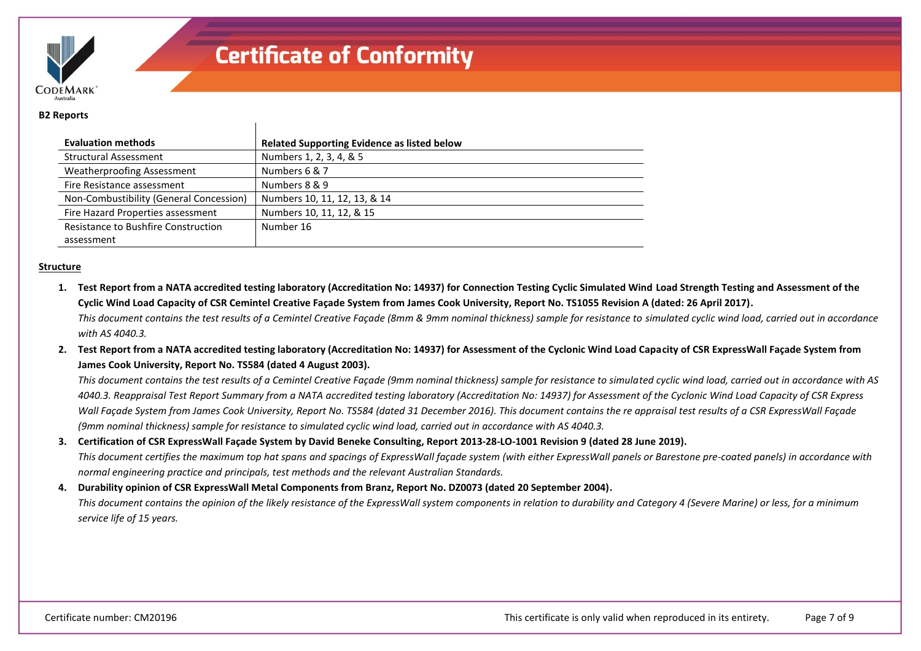**B2 Reports**

| Evaluation methods | Related Supporting Evidence as listed below |
|---|---|
| Structural Assessment | Numbers 1, 2, 3, 4, & 5 |
| Weatherproofing Assessment | Numbers 6 & 7 |
| Fire Resistance assessment | Numbers 8 & 9 |
| Non-Combustibility (General Concession) | Numbers 10, 11, 12, 13, & 14 |
| Fire Hazard Properties assessment | Numbers 10, 11, 12, & 15 |
| Resistance to Bushfire Construction assessment | Number 16 |

**Structure**

1. **Test Report from a NATA accredited testing laboratory (Accreditation No: 14937) for Connection Testing Cyclic Simulated Wind Load Strength Testing and Assessment of the Cyclic Wind Load Capacity of CSR Cemintel Creative Façade System from James Cook University, Report No. TS1055 Revision A (dated: 26 April 2017).**
   *This document contains the test results of a Cemintel Creative Façade (8mm & 9mm nominal thickness) sample for resistance to simulated cyclic wind load, carried out in accordance with AS 4040.3.*

2. **Test Report from a NATA accredited testing laboratory (Accreditation No: 14937) for Assessment of the Cyclonic Wind Load Capacity of CSR ExpressWall Façade System from James Cook University, Report No. TS584 (dated 4 August 2003).**
   *This document contains the test results of a Cemintel Creative Façade (9mm nominal thickness) sample for resistance to simulated cyclic wind load, carried out in accordance with AS 4040.3. Reappraisal Test Report Summary from a NATA accredited testing laboratory (Accreditation No: 14937) for Assessment of the Cyclonic Wind Load Capacity of CSR Express Wall Façade System from James Cook University, Report No. TS584 (dated 31 December 2016). This document contains the re appraisal test results of a CSR ExpressWall Façade (9mm nominal thickness) sample for resistance to simulated cyclic wind load, carried out in accordance with AS 4040.3.*

3. **Certification of CSR ExpressWall Façade System by David Beneke Consulting, Report 2013-28-LO-1001 Revision 9 (dated 28 June 2019).**
   *This document certifies the maximum top hat spans and spacings of ExpressWall façade system (with either ExpressWall panels or Barestone pre-coated panels) in accordance with normal engineering practice and principals, test methods and the relevant Australian Standards.*

4. **Durability opinion of CSR ExpressWall Metal Components from Branz, Report No. DZ0073 (dated 20 September 2004).**
   *This document contains the opinion of the likely resistance of the ExpressWall system components in relation to durability and Category 4 (Severe Marine) or less, for a minimum service life of 15 years.*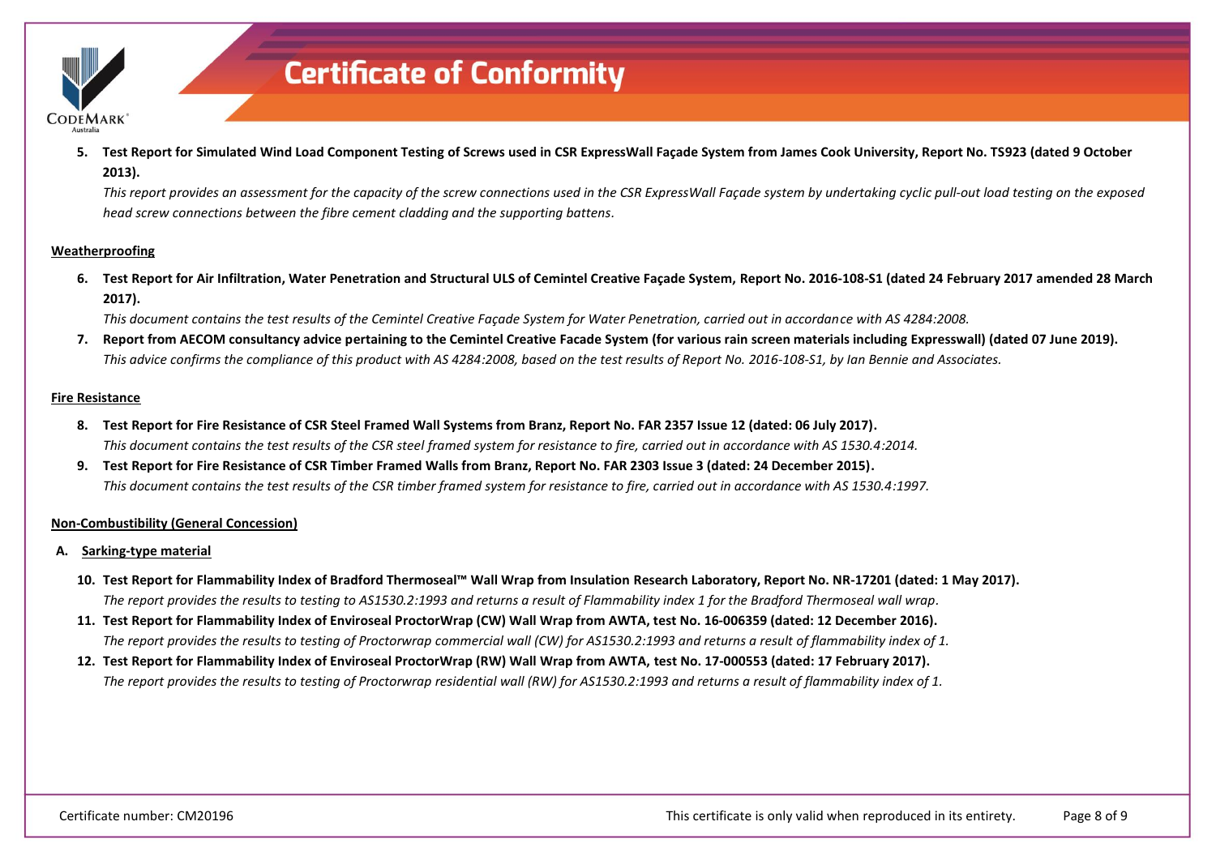5. **Test Report for Simulated Wind Load Component Testing of Screws used in CSR ExpressWall Façade System from James Cook University, Report No. TS923 (dated 9 October 2013).**
   *This report provides an assessment for the capacity of the screw connections used in the CSR ExpressWall Façade system by undertaking cyclic pull-out load testing on the exposed head screw connections between the fibre cement cladding and the supporting battens.*

**Weatherproofing**

6. **Test Report for Air Infiltration, Water Penetration and Structural ULS of Cemintel Creative Façade System, Report No. 2016-108-S1 (dated 24 February 2017 amended 28 March 2017).**
   *This document contains the test results of the Cemintel Creative Façade System for Water Penetration, carried out in accordance with AS 4284:2008.*
7. **Report from AECOM consultancy advice pertaining to the Cemintel Creative Facade System (for various rain screen materials including Expresswall) (dated 07 June 2019).**
   *This advice confirms the compliance of this product with AS 4284:2008, based on the test results of Report No. 2016-108-S1, by Ian Bennie and Associates.*

**Fire Resistance**

8. **Test Report for Fire Resistance of CSR Steel Framed Wall Systems from Branz, Report No. FAR 2357 Issue 12 (dated: 06 July 2017).**
   *This document contains the test results of the CSR steel framed system for resistance to fire, carried out in accordance with AS 1530.4:2014.*
9. **Test Report for Fire Resistance of CSR Timber Framed Walls from Branz, Report No. FAR 2303 Issue 3 (dated: 24 December 2015).**
   *This document contains the test results of the CSR timber framed system for resistance to fire, carried out in accordance with AS 1530.4:1997.*

**Non-Combustibility (General Concession)**

**A. Sarking-type material**

10. **Test Report for Flammability Index of Bradford Thermoseal™ Wall Wrap from Insulation Research Laboratory, Report No. NR-17201 (dated: 1 May 2017).**
    *The report provides the results to testing to AS1530.2:1993 and returns a result of Flammability index 1 for the Bradford Thermoseal wall wrap.*
11. **Test Report for Flammability Index of Enviroseal ProctorWrap (CW) Wall Wrap from AWTA, test No. 16-006359 (dated: 12 December 2016).**
    *The report provides the results to testing of Proctorwrap commercial wall (CW) for AS1530.2:1993 and returns a result of flammability index of 1.*
12. **Test Report for Flammability Index of Enviroseal ProctorWrap (RW) Wall Wrap from AWTA, test No. 17-000553 (dated: 17 February 2017).**
    *The report provides the results to testing of Proctorwrap residential wall (RW) for AS1530.2:1993 and returns a result of flammability index of 1.*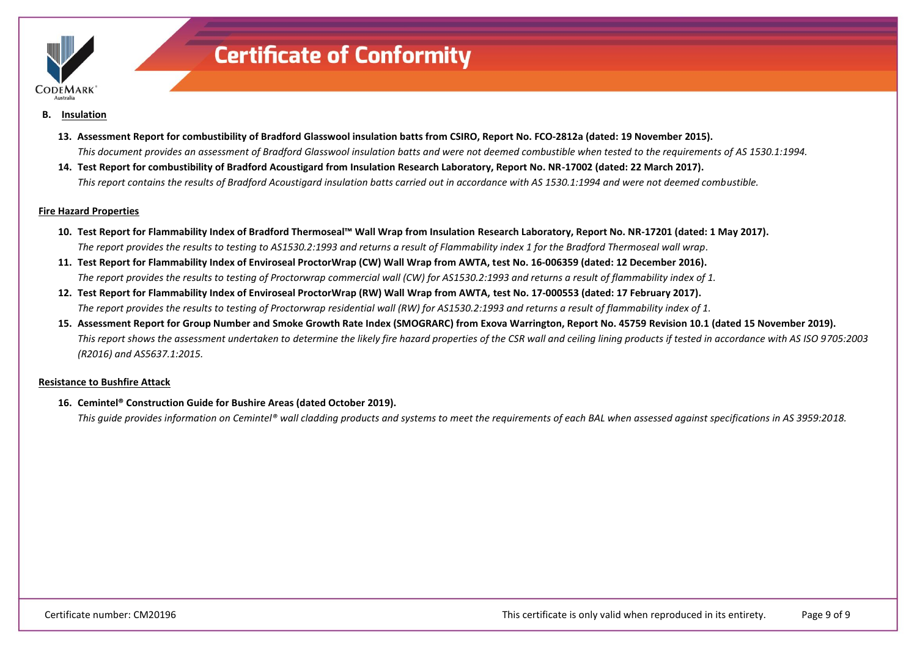**B. Insulation**

13. **Assessment Report for combustibility of Bradford Glasswool insulation batts from CSIRO, Report No. FCO-2812a (dated: 19 November 2015).**
    *This document provides an assessment of Bradford Glasswool insulation batts and were not deemed combustible when tested to the requirements of AS 1530.1:1994.*
14. **Test Report for combustibility of Bradford Acoustigard from Insulation Research Laboratory, Report No. NR-17002 (dated: 22 March 2017).**
    *This report contains the results of Bradford Acoustigard insulation batts carried out in accordance with AS 1530.1:1994 and were not deemed combustible.*

**Fire Hazard Properties**

10. **Test Report for Flammability Index of Bradford Thermoseal™ Wall Wrap from Insulation Research Laboratory, Report No. NR-17201 (dated: 1 May 2017).**
    *The report provides the results to testing to AS1530.2:1993 and returns a result of Flammability index 1 for the Bradford Thermoseal wall wrap.*
11. **Test Report for Flammability Index of Enviroseal ProctorWrap (CW) Wall Wrap from AWTA, test No. 16-006359 (dated: 12 December 2016).**
    *The report provides the results to testing of Proctorwrap commercial wall (CW) for AS1530.2:1993 and returns a result of flammability index of 1.*
12. **Test Report for Flammability Index of Enviroseal ProctorWrap (RW) Wall Wrap from AWTA, test No. 17-000553 (dated: 17 February 2017).**
    *The report provides the results to testing of Proctorwrap residential wall (RW) for AS1530.2:1993 and returns a result of flammability index of 1.*
15. **Assessment Report for Group Number and Smoke Growth Rate Index (SMOGRARC) from Exova Warrington, Report No. 45759 Revision 10.1 (dated 15 November 2019).**
    *This report shows the assessment undertaken to determine the likely fire hazard properties of the CSR wall and ceiling lining products if tested in accordance with AS ISO 9705:2003 (R2016) and AS5637.1:2015.*

**Resistance to Bushfire Attack**

16. **Cemintel® Construction Guide for Bushire Areas (dated October 2019).**
    *This guide provides information on Cemintel® wall cladding products and systems to meet the requirements of each BAL when assessed against specifications in AS 3959:2018.*